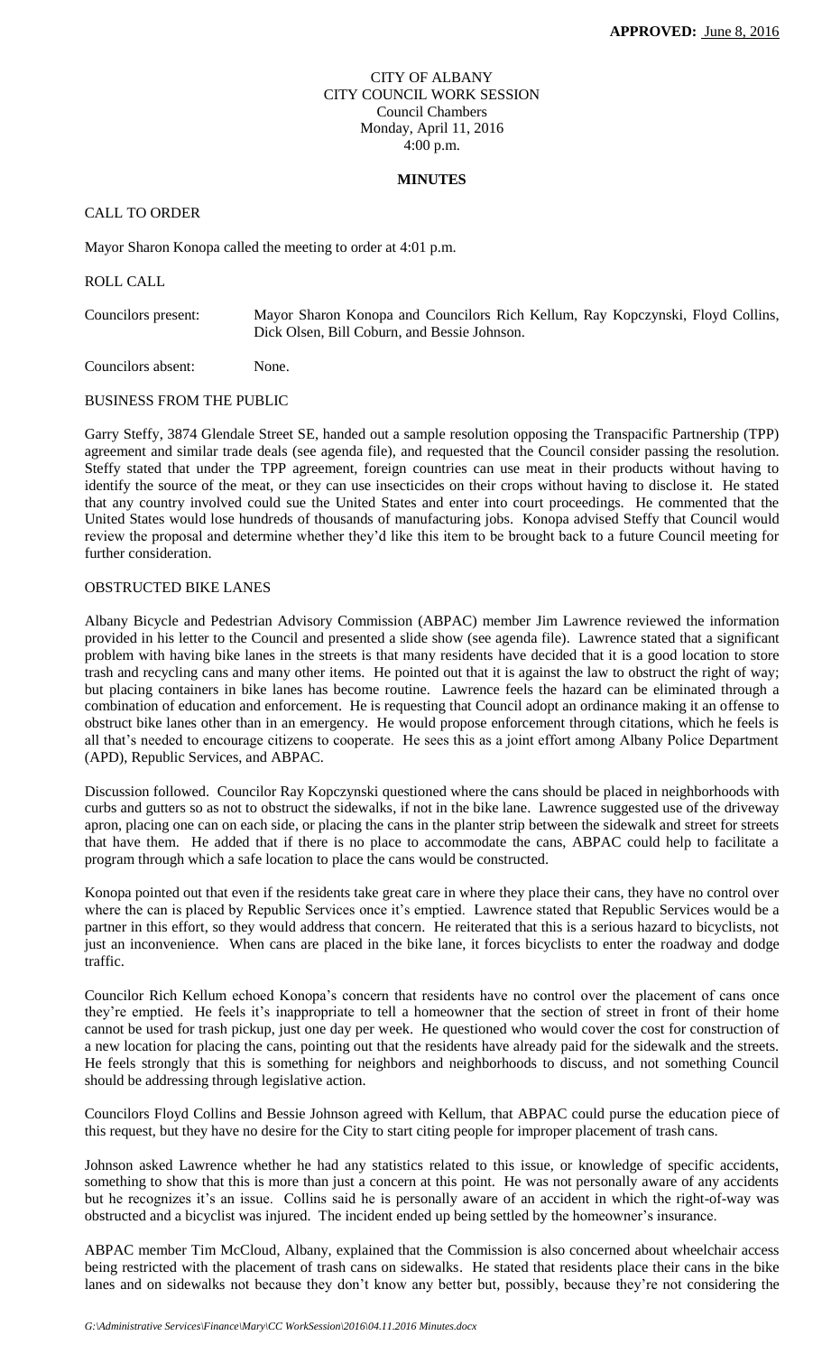**APPROVED:** June 8, 2016

CITY OF ALBANY
CITY COUNCIL WORK SESSION
Council Chambers
Monday, April 11, 2016
4:00 p.m.

# MINUTES

## CALL TO ORDER

Mayor Sharon Konopa called the meeting to order at 4:01 p.m.

## ROLL CALL

| | |
|---|---|
| Councilors present: | Mayor Sharon Konopa and Councilors Rich Kellum, Ray Kopczynski, Floyd Collins, Dick Olsen, Bill Coburn, and Bessie Johnson. |
| Councilors absent: | None. |

## BUSINESS FROM THE PUBLIC

Garry Steffy, 3874 Glendale Street SE, handed out a sample resolution opposing the Transpacific Partnership (TPP) agreement and similar trade deals (see agenda file), and requested that the Council consider passing the resolution. Steffy stated that under the TPP agreement, foreign countries can use meat in their products without having to identify the source of the meat, or they can use insecticides on their crops without having to disclose it. He stated that any country involved could sue the United States and enter into court proceedings. He commented that the United States would lose hundreds of thousands of manufacturing jobs. Konopa advised Steffy that Council would review the proposal and determine whether they'd like this item to be brought back to a future Council meeting for further consideration.

## OBSTRUCTED BIKE LANES

Albany Bicycle and Pedestrian Advisory Commission (ABPAC) member Jim Lawrence reviewed the information provided in his letter to the Council and presented a slide show (see agenda file). Lawrence stated that a significant problem with having bike lanes in the streets is that many residents have decided that it is a good location to store trash and recycling cans and many other items. He pointed out that it is against the law to obstruct the right of way; but placing containers in bike lanes has become routine. Lawrence feels the hazard can be eliminated through a combination of education and enforcement. He is requesting that Council adopt an ordinance making it an offense to obstruct bike lanes other than in an emergency. He would propose enforcement through citations, which he feels is all that's needed to encourage citizens to cooperate. He sees this as a joint effort among Albany Police Department (APD), Republic Services, and ABPAC.

Discussion followed. Councilor Ray Kopczynski questioned where the cans should be placed in neighborhoods with curbs and gutters so as not to obstruct the sidewalks, if not in the bike lane. Lawrence suggested use of the driveway apron, placing one can on each side, or placing the cans in the planter strip between the sidewalk and street for streets that have them. He added that if there is no place to accommodate the cans, ABPAC could help to facilitate a program through which a safe location to place the cans would be constructed.

Konopa pointed out that even if the residents take great care in where they place their cans, they have no control over where the can is placed by Republic Services once it's emptied. Lawrence stated that Republic Services would be a partner in this effort, so they would address that concern. He reiterated that this is a serious hazard to bicyclists, not just an inconvenience. When cans are placed in the bike lane, it forces bicyclists to enter the roadway and dodge traffic.

Councilor Rich Kellum echoed Konopa's concern that residents have no control over the placement of cans once they're emptied. He feels it's inappropriate to tell a homeowner that the section of street in front of their home cannot be used for trash pickup, just one day per week. He questioned who would cover the cost for construction of a new location for placing the cans, pointing out that the residents have already paid for the sidewalk and the streets. He feels strongly that this is something for neighbors and neighborhoods to discuss, and not something Council should be addressing through legislative action.

Councilors Floyd Collins and Bessie Johnson agreed with Kellum, that ABPAC could purse the education piece of this request, but they have no desire for the City to start citing people for improper placement of trash cans.

Johnson asked Lawrence whether he had any statistics related to this issue, or knowledge of specific accidents, something to show that this is more than just a concern at this point. He was not personally aware of any accidents but he recognizes it's an issue. Collins said he is personally aware of an accident in which the right-of-way was obstructed and a bicyclist was injured. The incident ended up being settled by the homeowner's insurance.

ABPAC member Tim McCloud, Albany, explained that the Commission is also concerned about wheelchair access being restricted with the placement of trash cans on sidewalks. He stated that residents place their cans in the bike lanes and on sidewalks not because they don't know any better but, possibly, because they're not considering the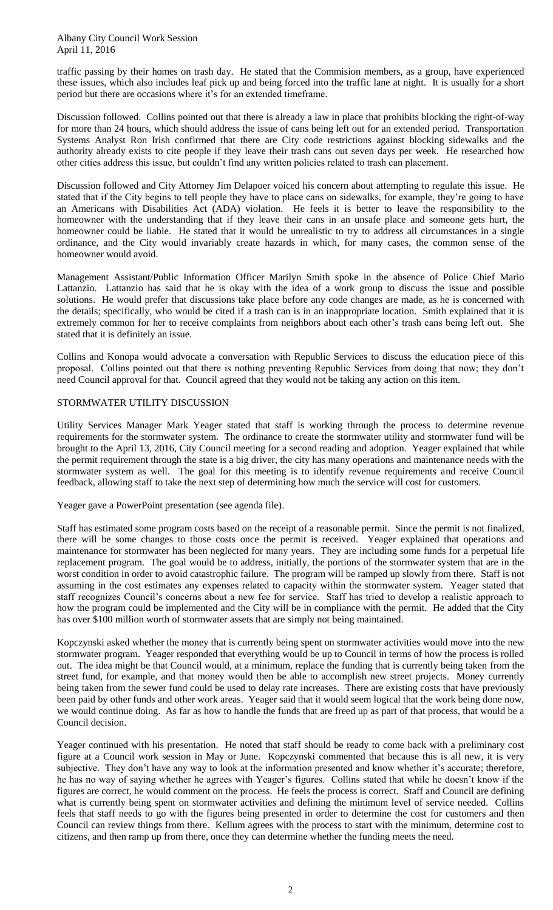traffic passing by their homes on trash day. He stated that the Commision members, as a group, have experienced these issues, which also includes leaf pick up and being forced into the traffic lane at night. It is usually for a short period but there are occasions where it's for an extended timeframe.

Discussion followed. Collins pointed out that there is already a law in place that prohibits blocking the right-of-way for more than 24 hours, which should address the issue of cans being left out for an extended period. Transportation Systems Analyst Ron Irish confirmed that there are City code restrictions against blocking sidewalks and the authority already exists to cite people if they leave their trash cans out seven days per week. He researched how other cities address this issue, but couldn't find any written policies related to trash can placement.

Discussion followed and City Attorney Jim Delapoer voiced his concern about attempting to regulate this issue. He stated that if the City begins to tell people they have to place cans on sidewalks, for example, they're going to have an Americans with Disabilities Act (ADA) violation. He feels it is better to leave the responsibility to the homeowner with the understanding that if they leave their cans in an unsafe place and someone gets hurt, the homeowner could be liable. He stated that it would be unrealistic to try to address all circumstances in a single ordinance, and the City would invariably create hazards in which, for many cases, the common sense of the homeowner would avoid.

Management Assistant/Public Information Officer Marilyn Smith spoke in the absence of Police Chief Mario Lattanzio. Lattanzio has said that he is okay with the idea of a work group to discuss the issue and possible solutions. He would prefer that discussions take place before any code changes are made, as he is concerned with the details; specifically, who would be cited if a trash can is in an inappropriate location. Smith explained that it is extremely common for her to receive complaints from neighbors about each other's trash cans being left out. She stated that it is definitely an issue.

Collins and Konopa would advocate a conversation with Republic Services to discuss the education piece of this proposal. Collins pointed out that there is nothing preventing Republic Services from doing that now; they don't need Council approval for that. Council agreed that they would not be taking any action on this item.

## STORMWATER UTILITY DISCUSSION

Utility Services Manager Mark Yeager stated that staff is working through the process to determine revenue requirements for the stormwater system. The ordinance to create the stormwater utility and stormwater fund will be brought to the April 13, 2016, City Council meeting for a second reading and adoption. Yeager explained that while the permit requirement through the state is a big driver, the city has many operations and maintenance needs with the stormwater system as well. The goal for this meeting is to identify revenue requirements and receive Council feedback, allowing staff to take the next step of determining how much the service will cost for customers.

Yeager gave a PowerPoint presentation (see agenda file).

Staff has estimated some program costs based on the receipt of a reasonable permit. Since the permit is not finalized, there will be some changes to those costs once the permit is received. Yeager explained that operations and maintenance for stormwater has been neglected for many years. They are including some funds for a perpetual life replacement program. The goal would be to address, initially, the portions of the stormwater system that are in the worst condition in order to avoid catastrophic failure. The program will be ramped up slowly from there. Staff is not assuming in the cost estimates any expenses related to capacity within the stormwater system. Yeager stated that staff recognizes Council's concerns about a new fee for service. Staff has tried to develop a realistic approach to how the program could be implemented and the City will be in compliance with the permit. He added that the City has over $100 million worth of stormwater assets that are simply not being maintained.

Kopczynski asked whether the money that is currently being spent on stormwater activities would move into the new stormwater program. Yeager responded that everything would be up to Council in terms of how the process is rolled out. The idea might be that Council would, at a minimum, replace the funding that is currently being taken from the street fund, for example, and that money would then be able to accomplish new street projects. Money currently being taken from the sewer fund could be used to delay rate increases. There are existing costs that have previously been paid by other funds and other work areas. Yeager said that it would seem logical that the work being done now, we would continue doing. As far as how to handle the funds that are freed up as part of that process, that would be a Council decision.

Yeager continued with his presentation. He noted that staff should be ready to come back with a preliminary cost figure at a Council work session in May or June. Kopczynski commented that because this is all new, it is very subjective. They don't have any way to look at the information presented and know whether it's accurate; therefore, he has no way of saying whether he agrees with Yeager's figures. Collins stated that while he doesn't know if the figures are correct, he would comment on the process. He feels the process is correct. Staff and Council are defining what is currently being spent on stormwater activities and defining the minimum level of service needed. Collins feels that staff needs to go with the figures being presented in order to determine the cost for customers and then Council can review things from there. Kellum agrees with the process to start with the minimum, determine cost to citizens, and then ramp up from there, once they can determine whether the funding meets the need.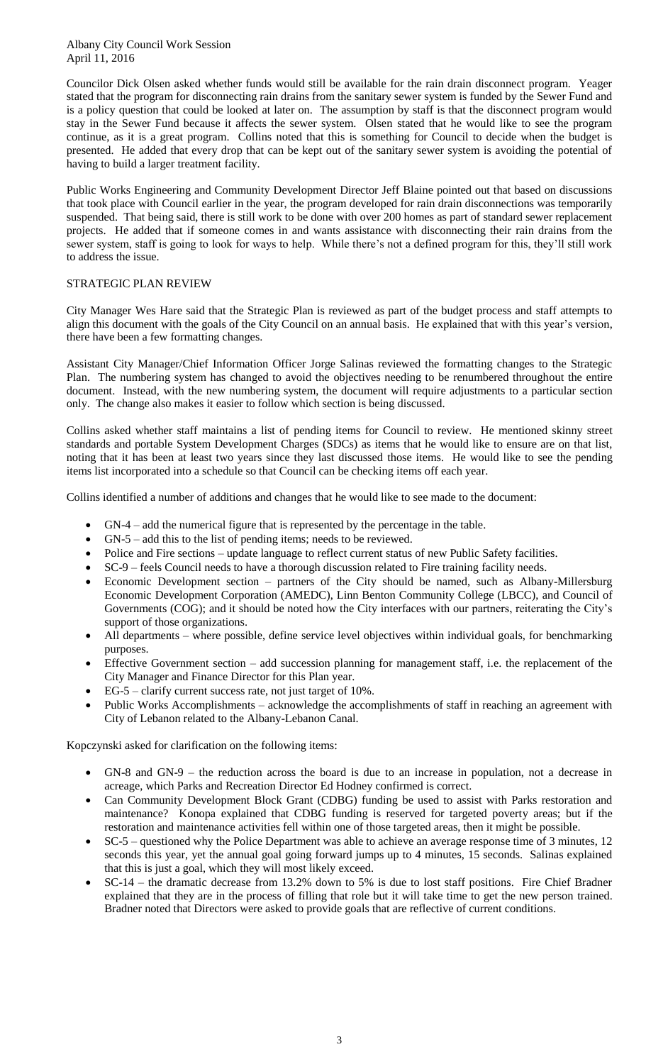Councilor Dick Olsen asked whether funds would still be available for the rain drain disconnect program. Yeager stated that the program for disconnecting rain drains from the sanitary sewer system is funded by the Sewer Fund and is a policy question that could be looked at later on. The assumption by staff is that the disconnect program would stay in the Sewer Fund because it affects the sewer system. Olsen stated that he would like to see the program continue, as it is a great program. Collins noted that this is something for Council to decide when the budget is presented. He added that every drop that can be kept out of the sanitary sewer system is avoiding the potential of having to build a larger treatment facility.

Public Works Engineering and Community Development Director Jeff Blaine pointed out that based on discussions that took place with Council earlier in the year, the program developed for rain drain disconnections was temporarily suspended. That being said, there is still work to be done with over 200 homes as part of standard sewer replacement projects. He added that if someone comes in and wants assistance with disconnecting their rain drains from the sewer system, staff is going to look for ways to help. While there's not a defined program for this, they'll still work to address the issue.

## STRATEGIC PLAN REVIEW

City Manager Wes Hare said that the Strategic Plan is reviewed as part of the budget process and staff attempts to align this document with the goals of the City Council on an annual basis. He explained that with this year's version, there have been a few formatting changes.

Assistant City Manager/Chief Information Officer Jorge Salinas reviewed the formatting changes to the Strategic Plan. The numbering system has changed to avoid the objectives needing to be renumbered throughout the entire document. Instead, with the new numbering system, the document will require adjustments to a particular section only. The change also makes it easier to follow which section is being discussed.

Collins asked whether staff maintains a list of pending items for Council to review. He mentioned skinny street standards and portable System Development Charges (SDCs) as items that he would like to ensure are on that list, noting that it has been at least two years since they last discussed those items. He would like to see the pending items list incorporated into a schedule so that Council can be checking items off each year.

Collins identified a number of additions and changes that he would like to see made to the document:

- GN-4 – add the numerical figure that is represented by the percentage in the table.
- GN-5 – add this to the list of pending items; needs to be reviewed.
- Police and Fire sections – update language to reflect current status of new Public Safety facilities.
- SC-9 – feels Council needs to have a thorough discussion related to Fire training facility needs.
- Economic Development section – partners of the City should be named, such as Albany-Millersburg Economic Development Corporation (AMEDC), Linn Benton Community College (LBCC), and Council of Governments (COG); and it should be noted how the City interfaces with our partners, reiterating the City's support of those organizations.
- All departments – where possible, define service level objectives within individual goals, for benchmarking purposes.
- Effective Government section – add succession planning for management staff, i.e. the replacement of the City Manager and Finance Director for this Plan year.
- EG-5 – clarify current success rate, not just target of 10%.
- Public Works Accomplishments – acknowledge the accomplishments of staff in reaching an agreement with City of Lebanon related to the Albany-Lebanon Canal.

Kopczynski asked for clarification on the following items:

- GN-8 and GN-9 – the reduction across the board is due to an increase in population, not a decrease in acreage, which Parks and Recreation Director Ed Hodney confirmed is correct.
- Can Community Development Block Grant (CDBG) funding be used to assist with Parks restoration and maintenance? Konopa explained that CDBG funding is reserved for targeted poverty areas; but if the restoration and maintenance activities fell within one of those targeted areas, then it might be possible.
- SC-5 – questioned why the Police Department was able to achieve an average response time of 3 minutes, 12 seconds this year, yet the annual goal going forward jumps up to 4 minutes, 15 seconds. Salinas explained that this is just a goal, which they will most likely exceed.
- SC-14 – the dramatic decrease from 13.2% down to 5% is due to lost staff positions. Fire Chief Bradner explained that they are in the process of filling that role but it will take time to get the new person trained. Bradner noted that Directors were asked to provide goals that are reflective of current conditions.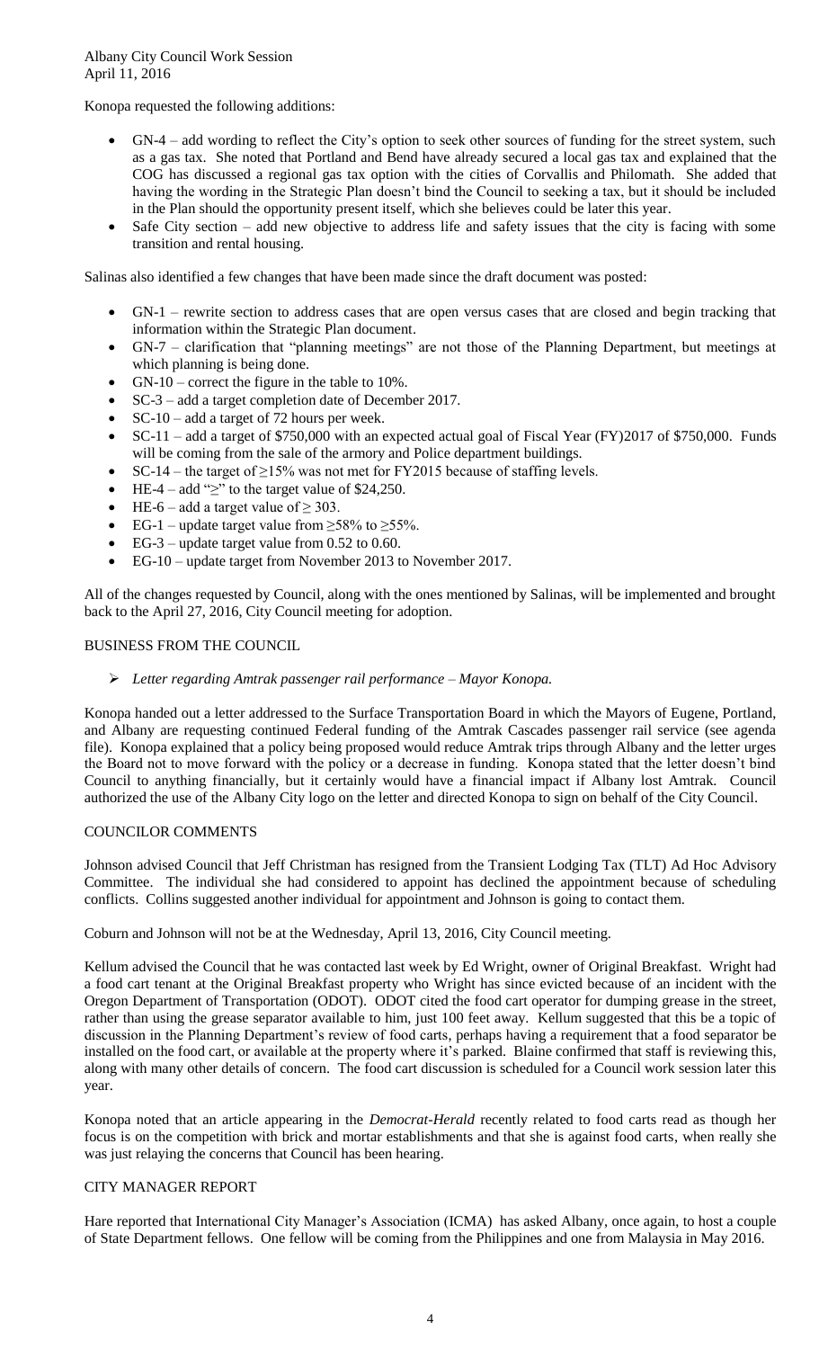Konopa requested the following additions:

- GN-4 – add wording to reflect the City's option to seek other sources of funding for the street system, such as a gas tax. She noted that Portland and Bend have already secured a local gas tax and explained that the COG has discussed a regional gas tax option with the cities of Corvallis and Philomath. She added that having the wording in the Strategic Plan doesn't bind the Council to seeking a tax, but it should be included in the Plan should the opportunity present itself, which she believes could be later this year.
- Safe City section – add new objective to address life and safety issues that the city is facing with some transition and rental housing.

Salinas also identified a few changes that have been made since the draft document was posted:

- GN-1 – rewrite section to address cases that are open versus cases that are closed and begin tracking that information within the Strategic Plan document.
- GN-7 – clarification that "planning meetings" are not those of the Planning Department, but meetings at which planning is being done.
- GN-10 – correct the figure in the table to 10%.
- SC-3 – add a target completion date of December 2017.
- SC-10 – add a target of 72 hours per week.
- SC-11 – add a target of $750,000 with an expected actual goal of Fiscal Year (FY)2017 of $750,000. Funds will be coming from the sale of the armory and Police department buildings.
- SC-14 – the target of ≥15% was not met for FY2015 because of staffing levels.
- HE-4 – add "≥" to the target value of $24,250.
- HE-6 – add a target value of ≥ 303.
- EG-1 – update target value from ≥58% to ≥55%.
- EG-3 – update target value from 0.52 to 0.60.
- EG-10 – update target from November 2013 to November 2017.

All of the changes requested by Council, along with the ones mentioned by Salinas, will be implemented and brought back to the April 27, 2016, City Council meeting for adoption.

## BUSINESS FROM THE COUNCIL

- *Letter regarding Amtrak passenger rail performance – Mayor Konopa.*

Konopa handed out a letter addressed to the Surface Transportation Board in which the Mayors of Eugene, Portland, and Albany are requesting continued Federal funding of the Amtrak Cascades passenger rail service (see agenda file). Konopa explained that a policy being proposed would reduce Amtrak trips through Albany and the letter urges the Board not to move forward with the policy or a decrease in funding. Konopa stated that the letter doesn't bind Council to anything financially, but it certainly would have a financial impact if Albany lost Amtrak. Council authorized the use of the Albany City logo on the letter and directed Konopa to sign on behalf of the City Council.

## COUNCILOR COMMENTS

Johnson advised Council that Jeff Christman has resigned from the Transient Lodging Tax (TLT) Ad Hoc Advisory Committee. The individual she had considered to appoint has declined the appointment because of scheduling conflicts. Collins suggested another individual for appointment and Johnson is going to contact them.

Coburn and Johnson will not be at the Wednesday, April 13, 2016, City Council meeting.

Kellum advised the Council that he was contacted last week by Ed Wright, owner of Original Breakfast. Wright had a food cart tenant at the Original Breakfast property who Wright has since evicted because of an incident with the Oregon Department of Transportation (ODOT). ODOT cited the food cart operator for dumping grease in the street, rather than using the grease separator available to him, just 100 feet away. Kellum suggested that this be a topic of discussion in the Planning Department's review of food carts, perhaps having a requirement that a food separator be installed on the food cart, or available at the property where it's parked. Blaine confirmed that staff is reviewing this, along with many other details of concern. The food cart discussion is scheduled for a Council work session later this year.

Konopa noted that an article appearing in the *Democrat-Herald* recently related to food carts read as though her focus is on the competition with brick and mortar establishments and that she is against food carts, when really she was just relaying the concerns that Council has been hearing.

## CITY MANAGER REPORT

Hare reported that International City Manager's Association (ICMA) has asked Albany, once again, to host a couple of State Department fellows. One fellow will be coming from the Philippines and one from Malaysia in May 2016.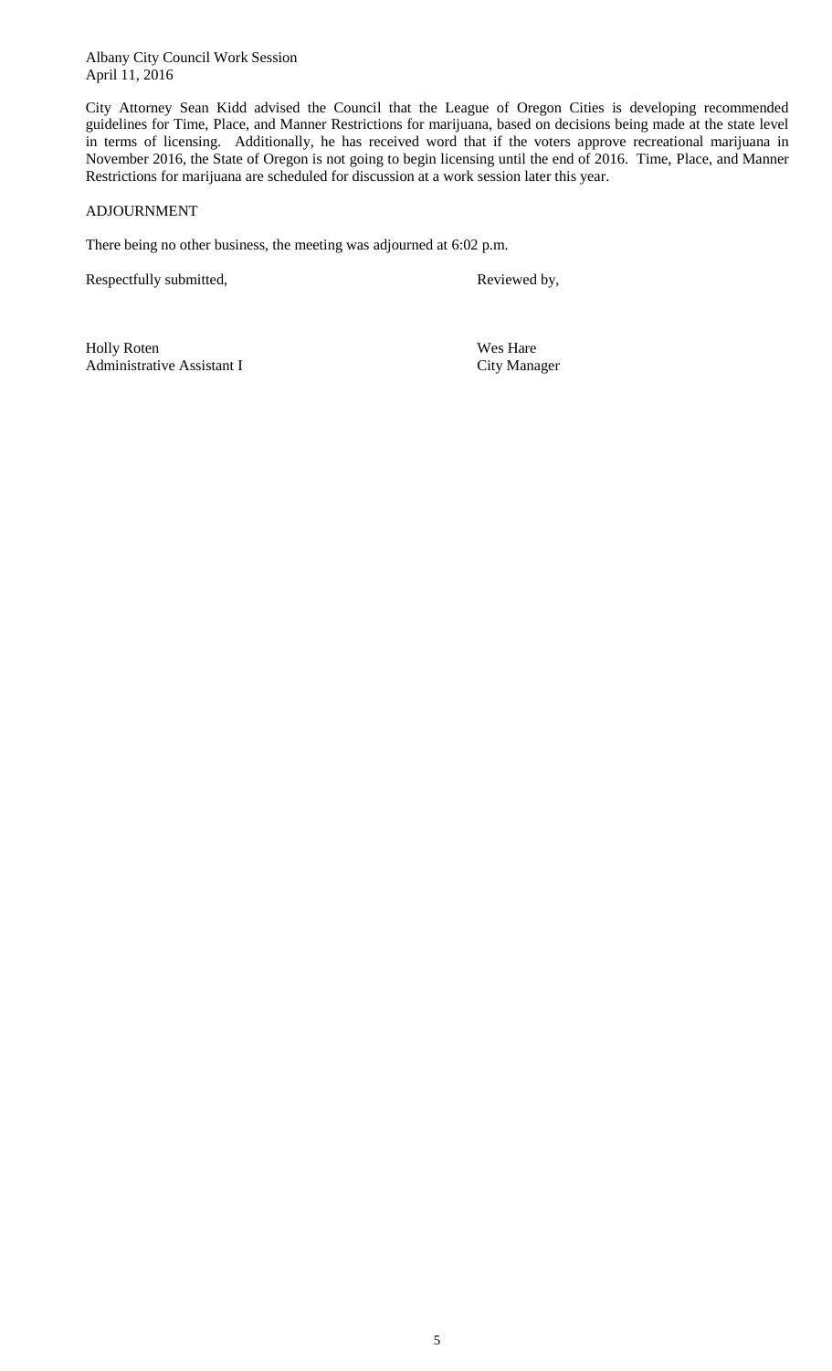City Attorney Sean Kidd advised the Council that the League of Oregon Cities is developing recommended guidelines for Time, Place, and Manner Restrictions for marijuana, based on decisions being made at the state level in terms of licensing. Additionally, he has received word that if the voters approve recreational marijuana in November 2016, the State of Oregon is not going to begin licensing until the end of 2016. Time, Place, and Manner Restrictions for marijuana are scheduled for discussion at a work session later this year.

## ADJOURNMENT

There being no other business, the meeting was adjourned at 6:02 p.m.

| | |
|---|---|
| Respectfully submitted, | Reviewed by, |
| Holly Roten<br>Administrative Assistant I | Wes Hare<br>City Manager |